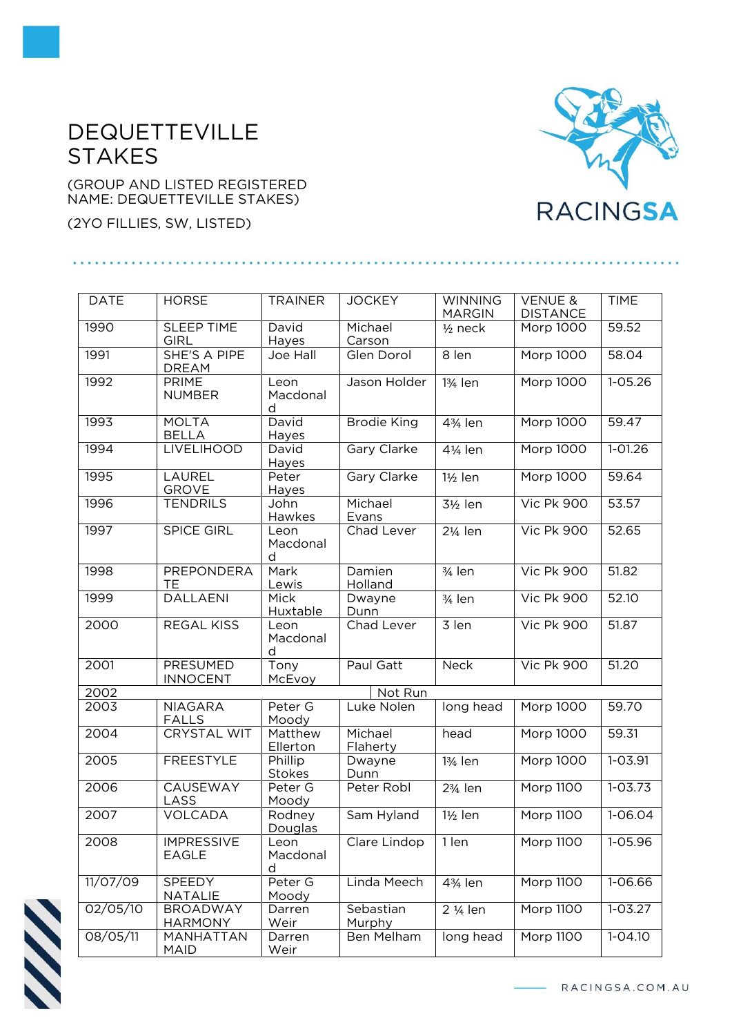# DEQUETTEVILLE STAKES

(GROUP AND LISTED REGISTERED NAME: DEQUETTEVILLE STAKES)

(2YO FILLIES, SW, LISTED)

| DATE | HORSE | TRAINER | JOCKEY | WINNING MARGIN | VENUE & DISTANCE | TIME |
|---|---|---|---|---|---|---|
| 1990 | SLEEP TIME GIRL | David Hayes | Michael Carson | ½ neck | Morp 1000 | 59.52 |
| 1991 | SHE'S A PIPE DREAM | Joe Hall | Glen Dorol | 8 len | Morp 1000 | 58.04 |
| 1992 | PRIME NUMBER | Leon Macdonald | Jason Holder | 1¾ len | Morp 1000 | 1-05.26 |
| 1993 | MOLTA BELLA | David Hayes | Brodie King | 4¾ len | Morp 1000 | 59.47 |
| 1994 | LIVELIHOOD | David Hayes | Gary Clarke | 4¼ len | Morp 1000 | 1-01.26 |
| 1995 | LAUREL GROVE | Peter Hayes | Gary Clarke | 1½ len | Morp 1000 | 59.64 |
| 1996 | TENDRILS | John Hawkes | Michael Evans | 3½ len | Vic Pk 900 | 53.57 |
| 1997 | SPICE GIRL | Leon Macdonald | Chad Lever | 2¼ len | Vic Pk 900 | 52.65 |
| 1998 | PREPONDERATE | Mark Lewis | Damien Holland | ¾ len | Vic Pk 900 | 51.82 |
| 1999 | DALLAENI | Mick Huxtable | Dwayne Dunn | ¾ len | Vic Pk 900 | 52.10 |
| 2000 | REGAL KISS | Leon Macdonald | Chad Lever | 3 len | Vic Pk 900 | 51.87 |
| 2001 | PRESUMED INNOCENT | Tony McEvoy | Paul Gatt | Neck | Vic Pk 900 | 51.20 |
| 2002 | | | Not Run | | | |
| 2003 | NIAGARA FALLS | Peter G Moody | Luke Nolen | long head | Morp 1000 | 59.70 |
| 2004 | CRYSTAL WIT | Matthew Ellerton | Michael Flaherty | head | Morp 1000 | 59.31 |
| 2005 | FREESTYLE | Phillip Stokes | Dwayne Dunn | 1¾ len | Morp 1000 | 1-03.91 |
| 2006 | CAUSEWAY LASS | Peter G Moody | Peter Robl | 2¾ len | Morp 1100 | 1-03.73 |
| 2007 | VOLCADA | Rodney Douglas | Sam Hyland | 1½ len | Morp 1100 | 1-06.04 |
| 2008 | IMPRESSIVE EAGLE | Leon Macdonald | Clare Lindop | 1 len | Morp 1100 | 1-05.96 |
| 11/07/09 | SPEEDY NATALIE | Peter G Moody | Linda Meech | 4¾ len | Morp 1100 | 1-06.66 |
| 02/05/10 | BROADWAY HARMONY | Darren Weir | Sebastian Murphy | 2 ¼ len | Morp 1100 | 1-03.27 |
| 08/05/11 | MANHATTAN MAID | Darren Weir | Ben Melham | long head | Morp 1100 | 1-04.10 |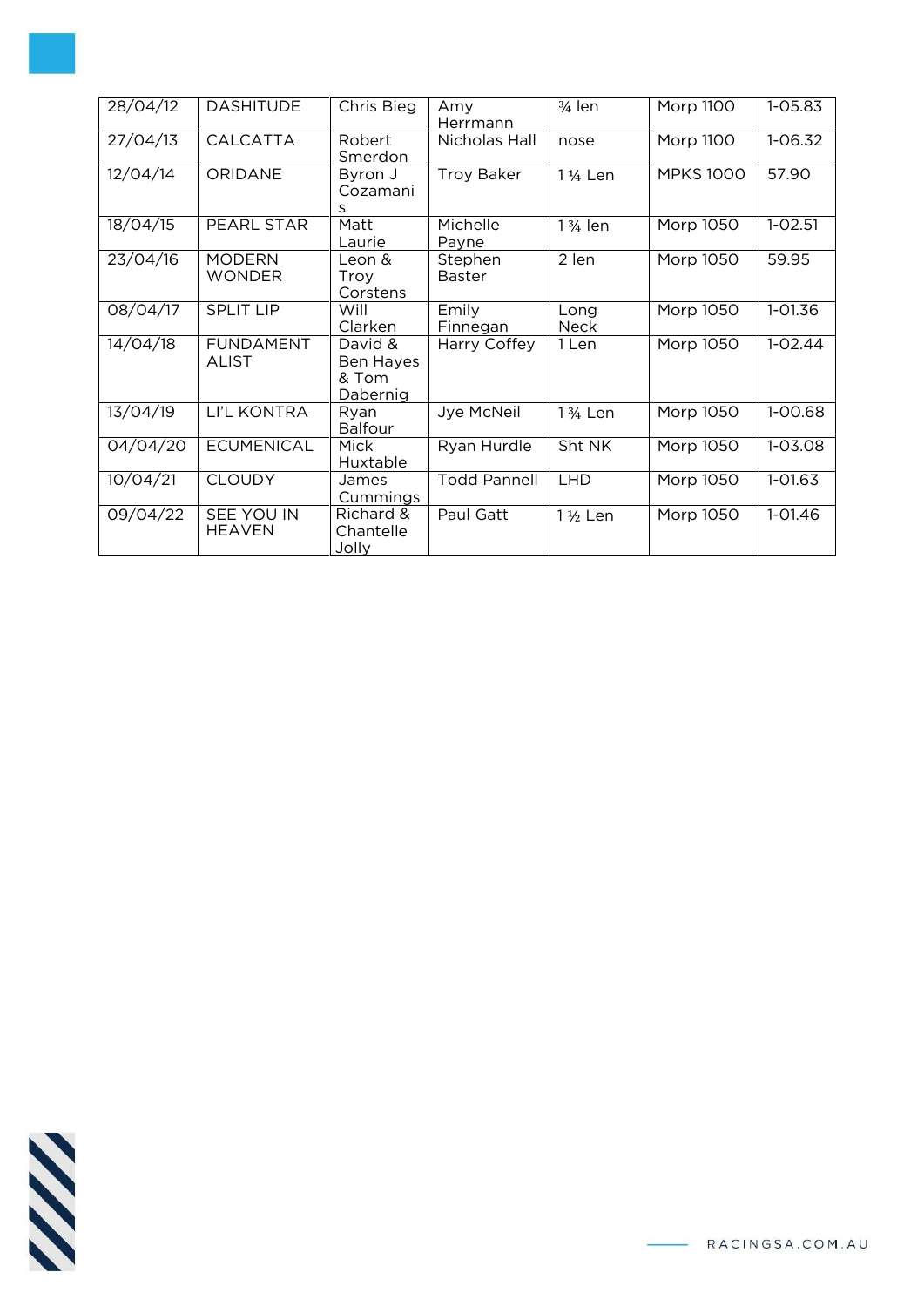| | | | | | | |
|---|---|---|---|---|---|---|
| 28/04/12 | DASHITUDE | Chris Bieg | Amy Herrmann | ¾ len | Morp 1100 | 1-05.83 |
| 27/04/13 | CALCATTA | Robert Smerdon | Nicholas Hall | nose | Morp 1100 | 1-06.32 |
| 12/04/14 | ORIDANE | Byron J Cozamanis | Troy Baker | 1 ¼ Len | MPKS 1000 | 57.90 |
| 18/04/15 | PEARL STAR | Matt Laurie | Michelle Payne | 1 ¾ len | Morp 1050 | 1-02.51 |
| 23/04/16 | MODERN WONDER | Leon & Troy Corstens | Stephen Baster | 2 len | Morp 1050 | 59.95 |
| 08/04/17 | SPLIT LIP | Will Clarken | Emily Finnegan | Long Neck | Morp 1050 | 1-01.36 |
| 14/04/18 | FUNDAMENTALIST | David & Ben Hayes & Tom Dabernig | Harry Coffey | 1 Len | Morp 1050 | 1-02.44 |
| 13/04/19 | LI'L KONTRA | Ryan Balfour | Jye McNeil | 1 ¾ Len | Morp 1050 | 1-00.68 |
| 04/04/20 | ECUMENICAL | Mick Huxtable | Ryan Hurdle | Sht NK | Morp 1050 | 1-03.08 |
| 10/04/21 | CLOUDY | James Cummings | Todd Pannell | LHD | Morp 1050 | 1-01.63 |
| 09/04/22 | SEE YOU IN HEAVEN | Richard & Chantelle Jolly | Paul Gatt | 1 ½ Len | Morp 1050 | 1-01.46 |